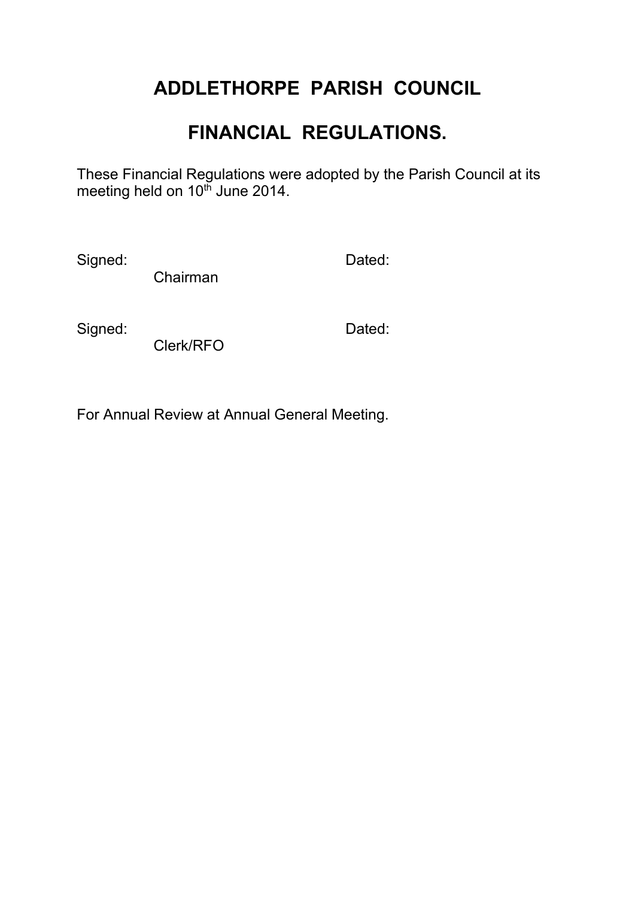# ADDLETHORPE PARISH COUNCIL

# FINANCIAL REGULATIONS.

These Financial Regulations were adopted by the Parish Council at its meeting held on 10th June 2014.

Signed: Chairman Dated:

Signed: Clerk/RFO Dated:

For Annual Review at Annual General Meeting.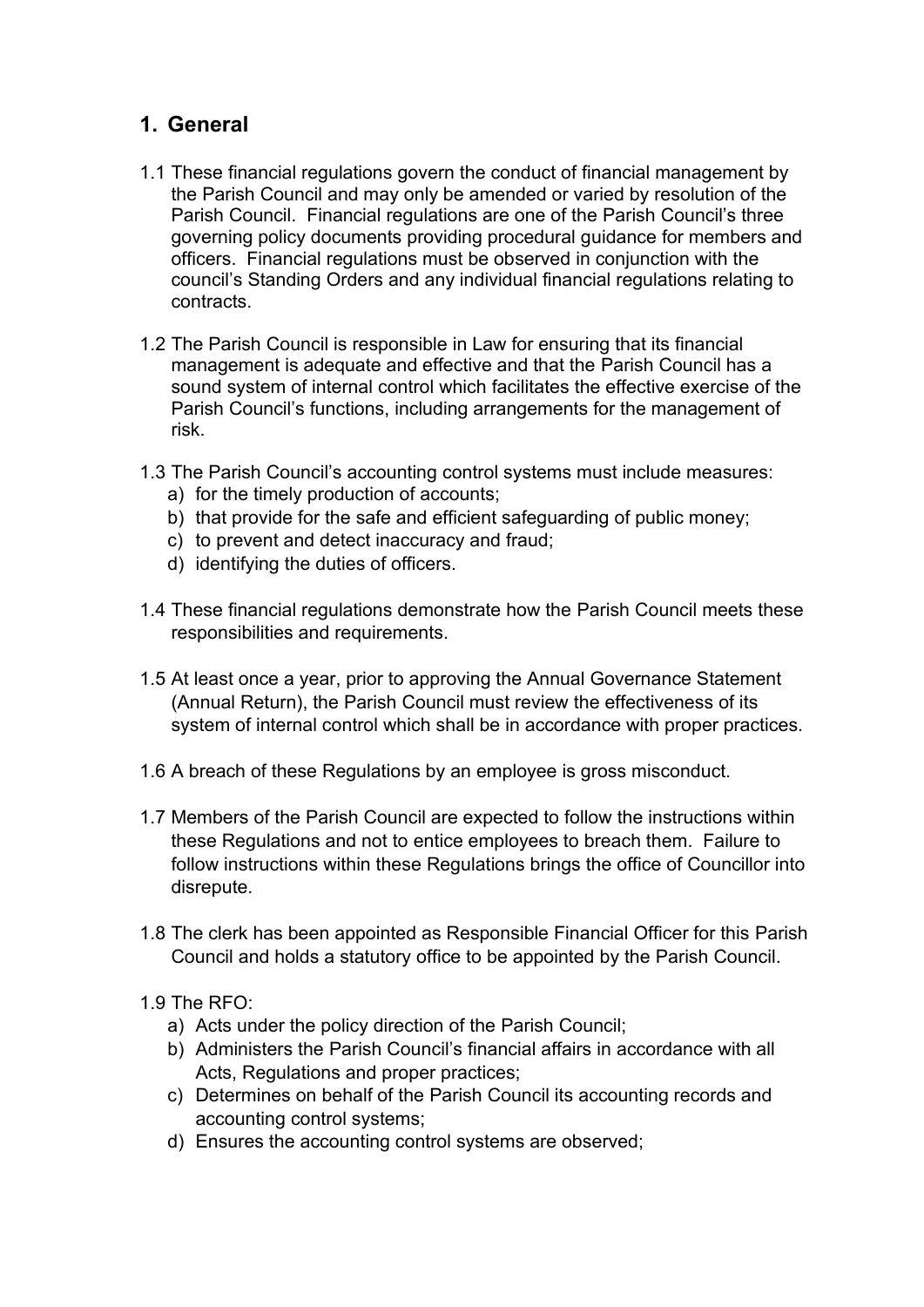## 1. General

1.1 These financial regulations govern the conduct of financial management by the Parish Council and may only be amended or varied by resolution of the Parish Council. Financial regulations are one of the Parish Council's three governing policy documents providing procedural guidance for members and officers. Financial regulations must be observed in conjunction with the council's Standing Orders and any individual financial regulations relating to contracts.

1.2 The Parish Council is responsible in Law for ensuring that its financial management is adequate and effective and that the Parish Council has a sound system of internal control which facilitates the effective exercise of the Parish Council's functions, including arrangements for the management of risk.

1.3 The Parish Council's accounting control systems must include measures:

a) for the timely production of accounts;
b) that provide for the safe and efficient safeguarding of public money;
c) to prevent and detect inaccuracy and fraud;
d) identifying the duties of officers.

1.4 These financial regulations demonstrate how the Parish Council meets these responsibilities and requirements.

1.5 At least once a year, prior to approving the Annual Governance Statement (Annual Return), the Parish Council must review the effectiveness of its system of internal control which shall be in accordance with proper practices.

1.6 A breach of these Regulations by an employee is gross misconduct.

1.7 Members of the Parish Council are expected to follow the instructions within these Regulations and not to entice employees to breach them. Failure to follow instructions within these Regulations brings the office of Councillor into disrepute.

1.8 The clerk has been appointed as Responsible Financial Officer for this Parish Council and holds a statutory office to be appointed by the Parish Council.

1.9 The RFO:

a) Acts under the policy direction of the Parish Council;
b) Administers the Parish Council's financial affairs in accordance with all Acts, Regulations and proper practices;
c) Determines on behalf of the Parish Council its accounting records and accounting control systems;
d) Ensures the accounting control systems are observed;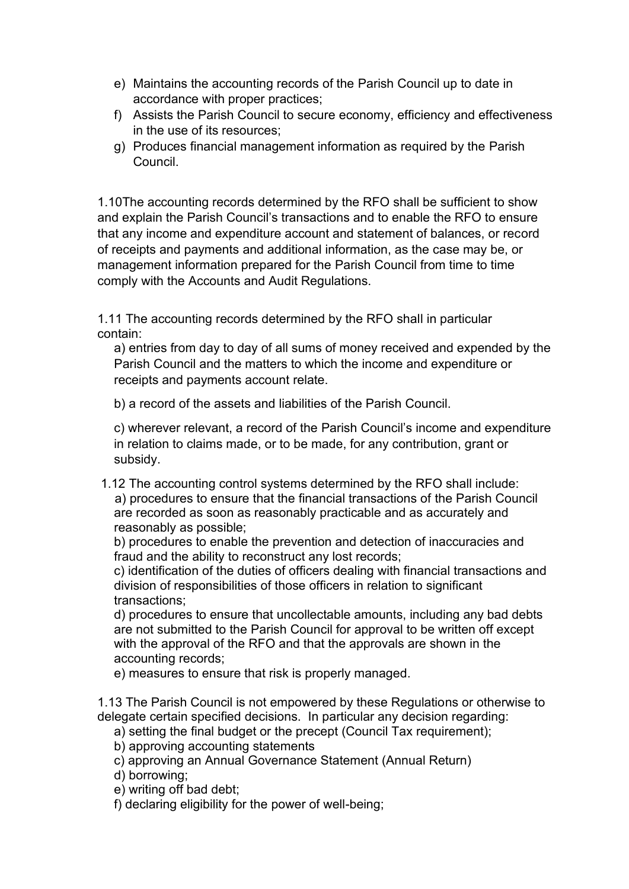e) Maintains the accounting records of the Parish Council up to date in accordance with proper practices;
f) Assists the Parish Council to secure economy, efficiency and effectiveness in the use of its resources;
g) Produces financial management information as required by the Parish Council.

1.10The accounting records determined by the RFO shall be sufficient to show and explain the Parish Council's transactions and to enable the RFO to ensure that any income and expenditure account and statement of balances, or record of receipts and payments and additional information, as the case may be, or management information prepared for the Parish Council from time to time comply with the Accounts and Audit Regulations.

1.11 The accounting records determined by the RFO shall in particular contain:

a) entries from day to day of all sums of money received and expended by the Parish Council and the matters to which the income and expenditure or receipts and payments account relate.

b) a record of the assets and liabilities of the Parish Council.

c) wherever relevant, a record of the Parish Council's income and expenditure in relation to claims made, or to be made, for any contribution, grant or subsidy.

1.12 The accounting control systems determined by the RFO shall include:

a) procedures to ensure that the financial transactions of the Parish Council are recorded as soon as reasonably practicable and as accurately and reasonably as possible;
b) procedures to enable the prevention and detection of inaccuracies and fraud and the ability to reconstruct any lost records;
c) identification of the duties of officers dealing with financial transactions and division of responsibilities of those officers in relation to significant transactions;
d) procedures to ensure that uncollectable amounts, including any bad debts are not submitted to the Parish Council for approval to be written off except with the approval of the RFO and that the approvals are shown in the accounting records;
e) measures to ensure that risk is properly managed.

1.13 The Parish Council is not empowered by these Regulations or otherwise to delegate certain specified decisions. In particular any decision regarding:

a) setting the final budget or the precept (Council Tax requirement);
b) approving accounting statements
c) approving an Annual Governance Statement (Annual Return)
d) borrowing;
e) writing off bad debt;
f) declaring eligibility for the power of well-being;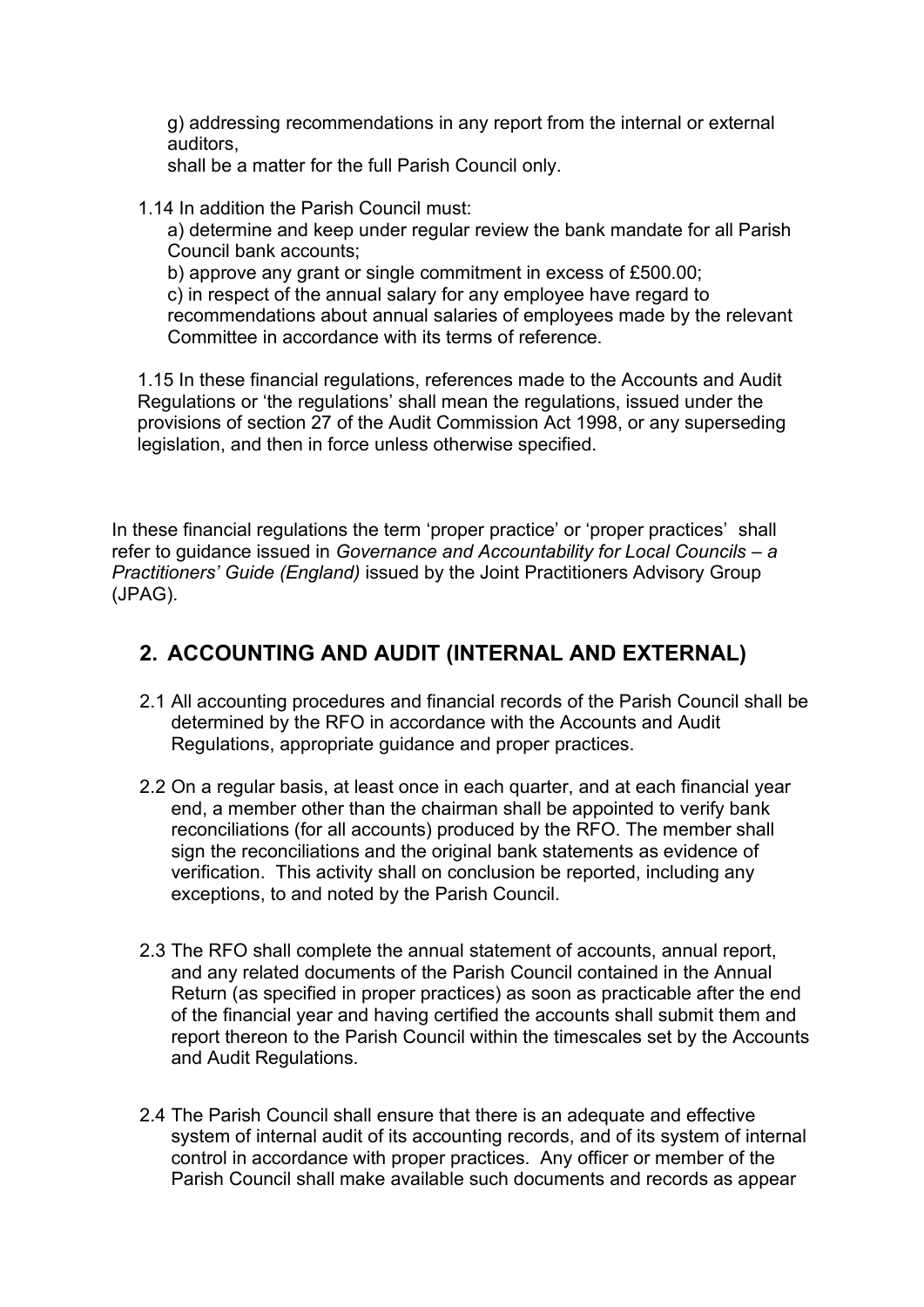g) addressing recommendations in any report from the internal or external auditors,

shall be a matter for the full Parish Council only.

1.14 In addition the Parish Council must:

a) determine and keep under regular review the bank mandate for all Parish Council bank accounts;

b) approve any grant or single commitment in excess of £500.00;

c) in respect of the annual salary for any employee have regard to recommendations about annual salaries of employees made by the relevant Committee in accordance with its terms of reference.

1.15 In these financial regulations, references made to the Accounts and Audit Regulations or 'the regulations' shall mean the regulations, issued under the provisions of section 27 of the Audit Commission Act 1998, or any superseding legislation, and then in force unless otherwise specified.

In these financial regulations the term 'proper practice' or 'proper practices' shall refer to guidance issued in *Governance and Accountability for Local Councils – a Practitioners' Guide (England)* issued by the Joint Practitioners Advisory Group (JPAG).

## 2. ACCOUNTING AND AUDIT (INTERNAL AND EXTERNAL)

2.1 All accounting procedures and financial records of the Parish Council shall be determined by the RFO in accordance with the Accounts and Audit Regulations, appropriate guidance and proper practices.

2.2 On a regular basis, at least once in each quarter, and at each financial year end, a member other than the chairman shall be appointed to verify bank reconciliations (for all accounts) produced by the RFO. The member shall sign the reconciliations and the original bank statements as evidence of verification. This activity shall on conclusion be reported, including any exceptions, to and noted by the Parish Council.

2.3 The RFO shall complete the annual statement of accounts, annual report, and any related documents of the Parish Council contained in the Annual Return (as specified in proper practices) as soon as practicable after the end of the financial year and having certified the accounts shall submit them and report thereon to the Parish Council within the timescales set by the Accounts and Audit Regulations.

2.4 The Parish Council shall ensure that there is an adequate and effective system of internal audit of its accounting records, and of its system of internal control in accordance with proper practices. Any officer or member of the Parish Council shall make available such documents and records as appear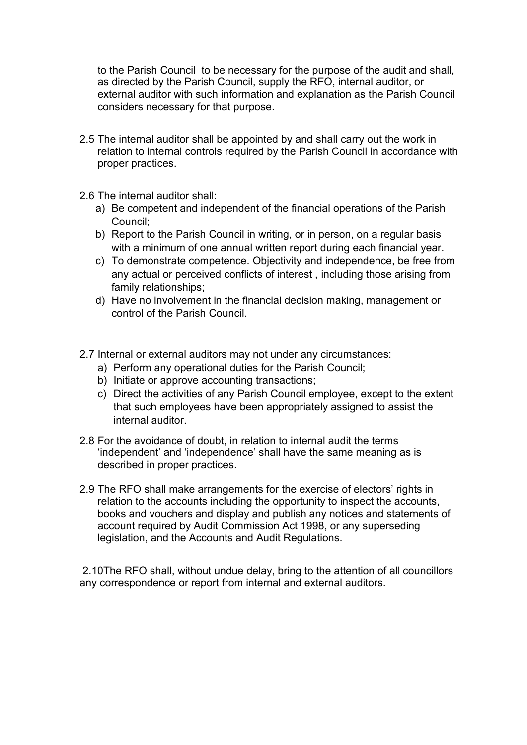to the Parish Council to be necessary for the purpose of the audit and shall, as directed by the Parish Council, supply the RFO, internal auditor, or external auditor with such information and explanation as the Parish Council considers necessary for that purpose.

2.5 The internal auditor shall be appointed by and shall carry out the work in relation to internal controls required by the Parish Council in accordance with proper practices.

2.6 The internal auditor shall:

a) Be competent and independent of the financial operations of the Parish Council;
b) Report to the Parish Council in writing, or in person, on a regular basis with a minimum of one annual written report during each financial year.
c) To demonstrate competence. Objectivity and independence, be free from any actual or perceived conflicts of interest , including those arising from family relationships;
d) Have no involvement in the financial decision making, management or control of the Parish Council.

2.7 Internal or external auditors may not under any circumstances:

a) Perform any operational duties for the Parish Council;
b) Initiate or approve accounting transactions;
c) Direct the activities of any Parish Council employee, except to the extent that such employees have been appropriately assigned to assist the internal auditor.

2.8 For the avoidance of doubt, in relation to internal audit the terms 'independent' and 'independence' shall have the same meaning as is described in proper practices.

2.9 The RFO shall make arrangements for the exercise of electors' rights in relation to the accounts including the opportunity to inspect the accounts, books and vouchers and display and publish any notices and statements of account required by Audit Commission Act 1998, or any superseding legislation, and the Accounts and Audit Regulations.

2.10The RFO shall, without undue delay, bring to the attention of all councillors any correspondence or report from internal and external auditors.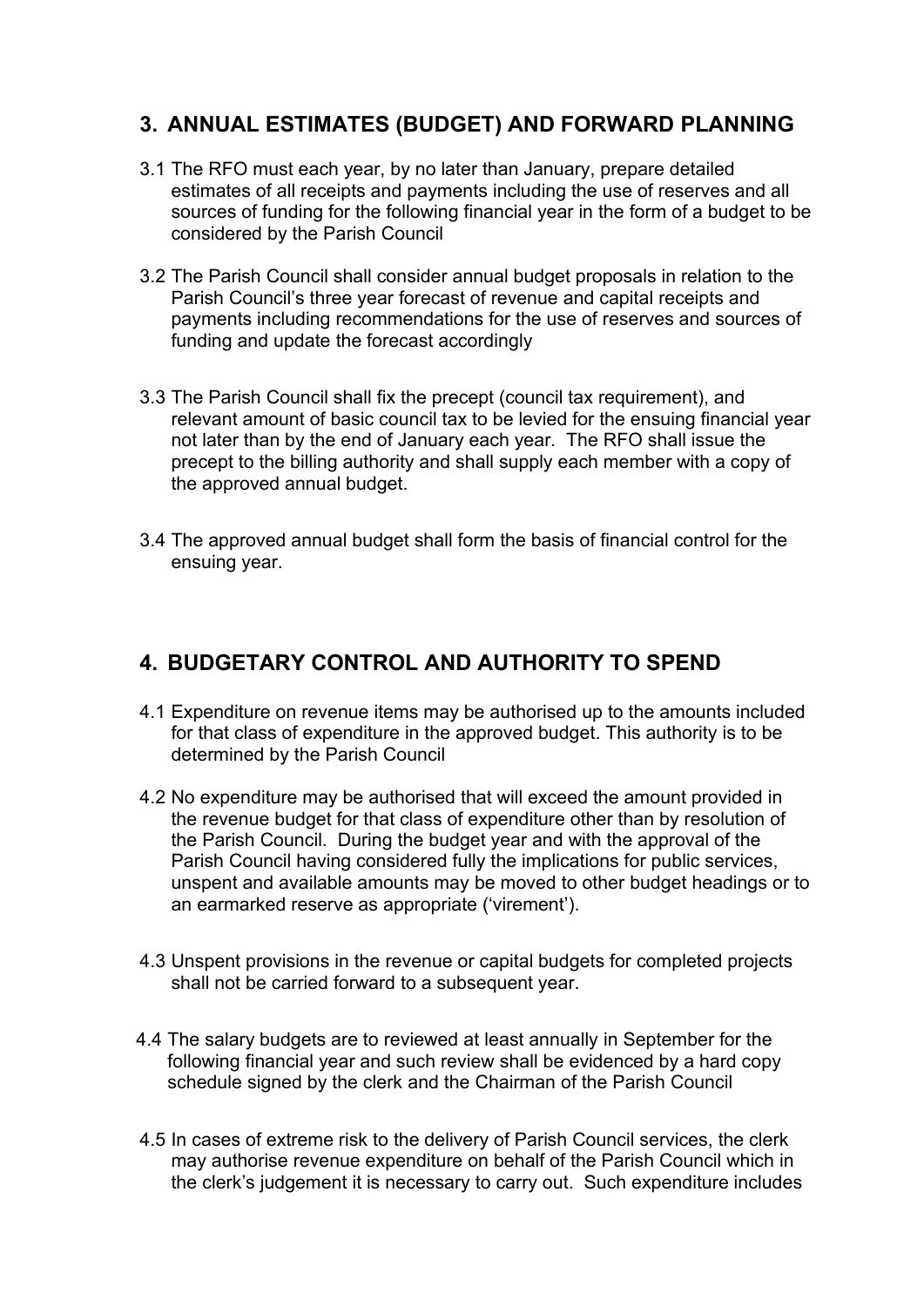## 3. ANNUAL ESTIMATES (BUDGET) AND FORWARD PLANNING

3.1 The RFO must each year, by no later than January, prepare detailed estimates of all receipts and payments including the use of reserves and all sources of funding for the following financial year in the form of a budget to be considered by the Parish Council

3.2 The Parish Council shall consider annual budget proposals in relation to the Parish Council's three year forecast of revenue and capital receipts and payments including recommendations for the use of reserves and sources of funding and update the forecast accordingly

3.3 The Parish Council shall fix the precept (council tax requirement), and relevant amount of basic council tax to be levied for the ensuing financial year not later than by the end of January each year. The RFO shall issue the precept to the billing authority and shall supply each member with a copy of the approved annual budget.

3.4 The approved annual budget shall form the basis of financial control for the ensuing year.

## 4. BUDGETARY CONTROL AND AUTHORITY TO SPEND

4.1 Expenditure on revenue items may be authorised up to the amounts included for that class of expenditure in the approved budget. This authority is to be determined by the Parish Council

4.2 No expenditure may be authorised that will exceed the amount provided in the revenue budget for that class of expenditure other than by resolution of the Parish Council. During the budget year and with the approval of the Parish Council having considered fully the implications for public services, unspent and available amounts may be moved to other budget headings or to an earmarked reserve as appropriate ('virement').

4.3 Unspent provisions in the revenue or capital budgets for completed projects shall not be carried forward to a subsequent year.

4.4 The salary budgets are to reviewed at least annually in September for the following financial year and such review shall be evidenced by a hard copy schedule signed by the clerk and the Chairman of the Parish Council

4.5 In cases of extreme risk to the delivery of Parish Council services, the clerk may authorise revenue expenditure on behalf of the Parish Council which in the clerk's judgement it is necessary to carry out. Such expenditure includes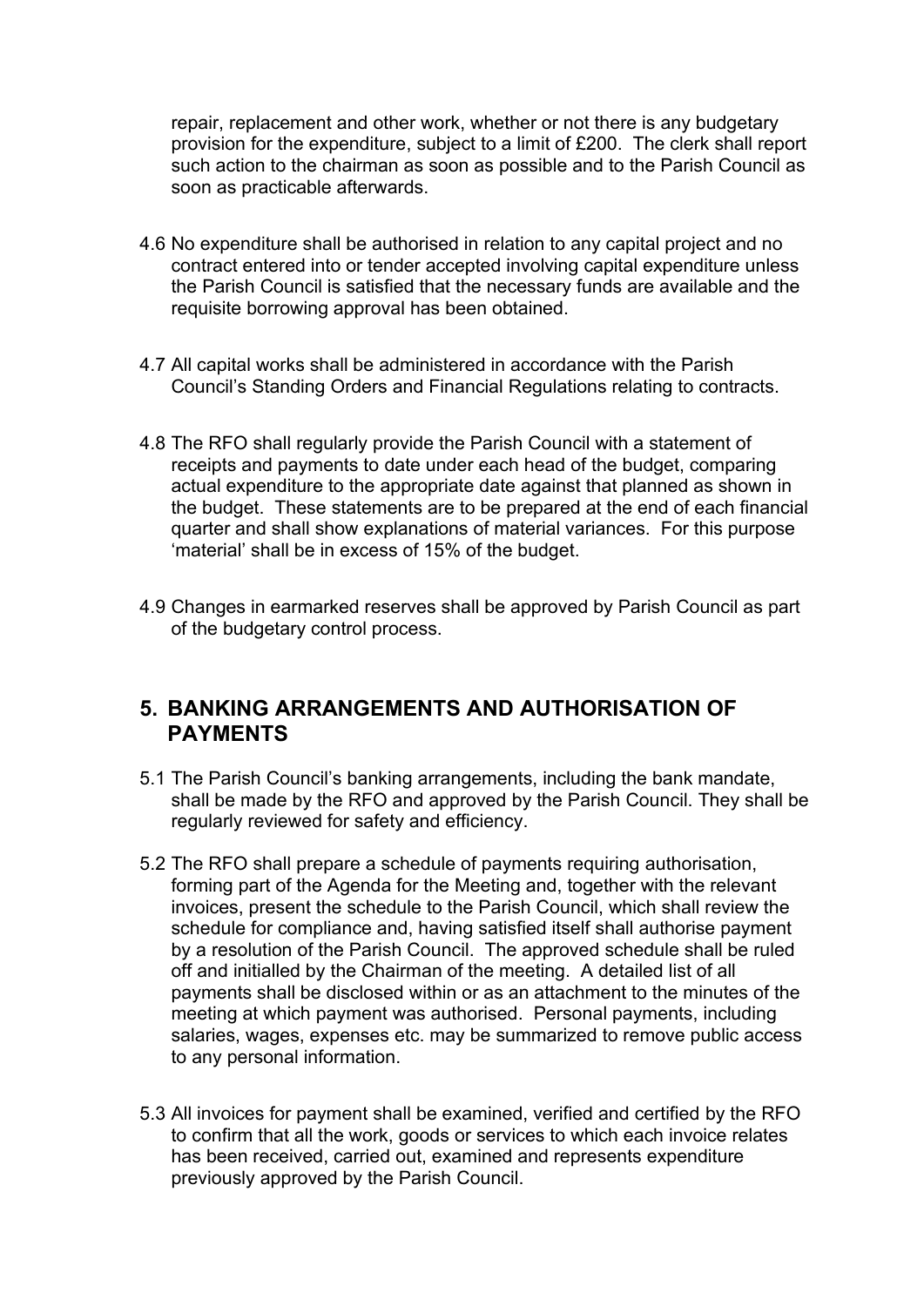repair, replacement and other work, whether or not there is any budgetary provision for the expenditure, subject to a limit of £200. The clerk shall report such action to the chairman as soon as possible and to the Parish Council as soon as practicable afterwards.

4.6 No expenditure shall be authorised in relation to any capital project and no contract entered into or tender accepted involving capital expenditure unless the Parish Council is satisfied that the necessary funds are available and the requisite borrowing approval has been obtained.

4.7 All capital works shall be administered in accordance with the Parish Council's Standing Orders and Financial Regulations relating to contracts.

4.8 The RFO shall regularly provide the Parish Council with a statement of receipts and payments to date under each head of the budget, comparing actual expenditure to the appropriate date against that planned as shown in the budget. These statements are to be prepared at the end of each financial quarter and shall show explanations of material variances. For this purpose 'material' shall be in excess of 15% of the budget.

4.9 Changes in earmarked reserves shall be approved by Parish Council as part of the budgetary control process.

## 5. BANKING ARRANGEMENTS AND AUTHORISATION OF PAYMENTS

5.1 The Parish Council's banking arrangements, including the bank mandate, shall be made by the RFO and approved by the Parish Council. They shall be regularly reviewed for safety and efficiency.

5.2 The RFO shall prepare a schedule of payments requiring authorisation, forming part of the Agenda for the Meeting and, together with the relevant invoices, present the schedule to the Parish Council, which shall review the schedule for compliance and, having satisfied itself shall authorise payment by a resolution of the Parish Council. The approved schedule shall be ruled off and initialled by the Chairman of the meeting. A detailed list of all payments shall be disclosed within or as an attachment to the minutes of the meeting at which payment was authorised. Personal payments, including salaries, wages, expenses etc. may be summarized to remove public access to any personal information.

5.3 All invoices for payment shall be examined, verified and certified by the RFO to confirm that all the work, goods or services to which each invoice relates has been received, carried out, examined and represents expenditure previously approved by the Parish Council.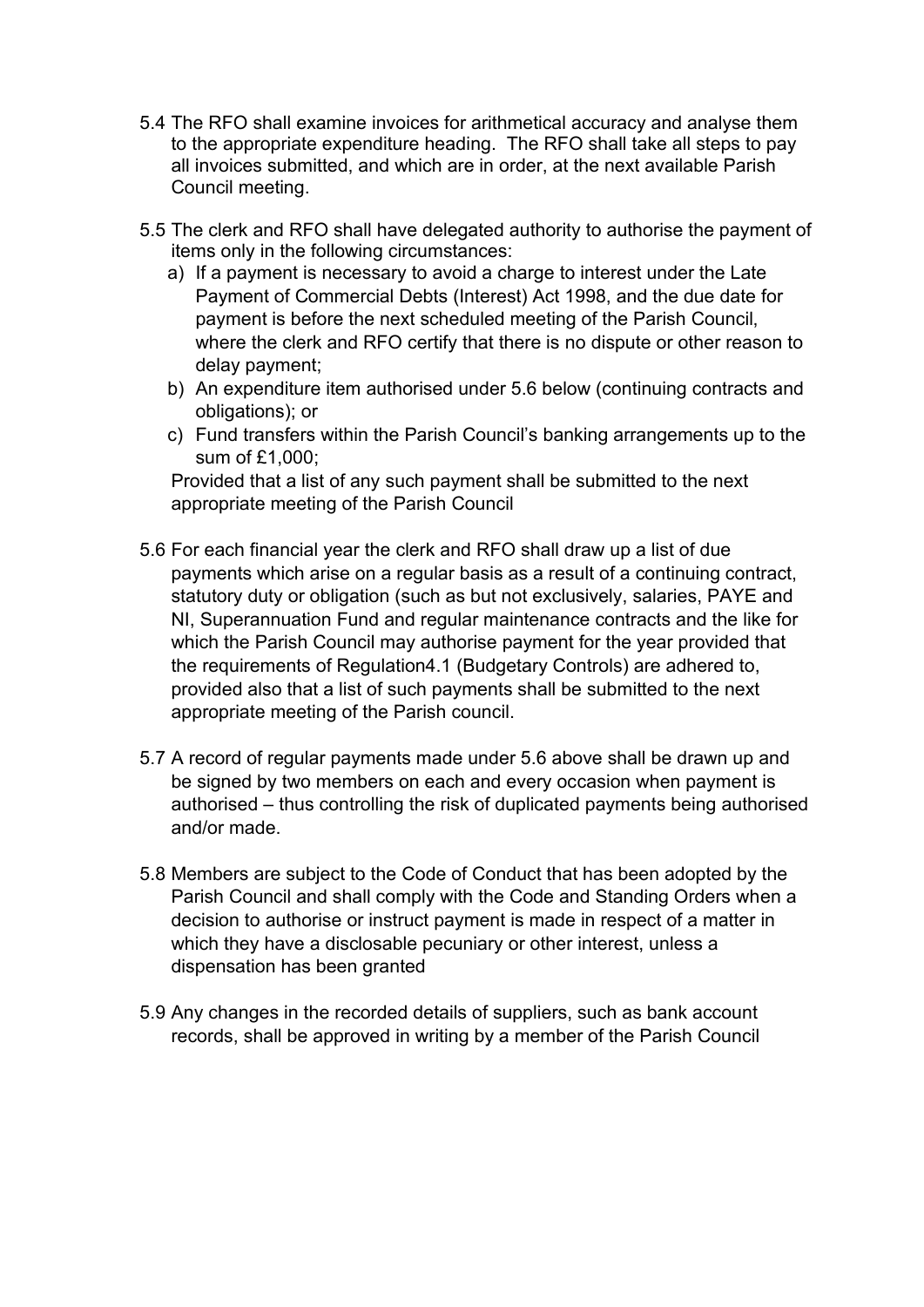5.4 The RFO shall examine invoices for arithmetical accuracy and analyse them to the appropriate expenditure heading. The RFO shall take all steps to pay all invoices submitted, and which are in order, at the next available Parish Council meeting.

5.5 The clerk and RFO shall have delegated authority to authorise the payment of items only in the following circumstances:

a) If a payment is necessary to avoid a charge to interest under the Late Payment of Commercial Debts (Interest) Act 1998, and the due date for payment is before the next scheduled meeting of the Parish Council, where the clerk and RFO certify that there is no dispute or other reason to delay payment;
b) An expenditure item authorised under 5.6 below (continuing contracts and obligations); or
c) Fund transfers within the Parish Council's banking arrangements up to the sum of £1,000;

Provided that a list of any such payment shall be submitted to the next appropriate meeting of the Parish Council

5.6 For each financial year the clerk and RFO shall draw up a list of due payments which arise on a regular basis as a result of a continuing contract, statutory duty or obligation (such as but not exclusively, salaries, PAYE and NI, Superannuation Fund and regular maintenance contracts and the like for which the Parish Council may authorise payment for the year provided that the requirements of Regulation4.1 (Budgetary Controls) are adhered to, provided also that a list of such payments shall be submitted to the next appropriate meeting of the Parish council.

5.7 A record of regular payments made under 5.6 above shall be drawn up and be signed by two members on each and every occasion when payment is authorised – thus controlling the risk of duplicated payments being authorised and/or made.

5.8 Members are subject to the Code of Conduct that has been adopted by the Parish Council and shall comply with the Code and Standing Orders when a decision to authorise or instruct payment is made in respect of a matter in which they have a disclosable pecuniary or other interest, unless a dispensation has been granted

5.9 Any changes in the recorded details of suppliers, such as bank account records, shall be approved in writing by a member of the Parish Council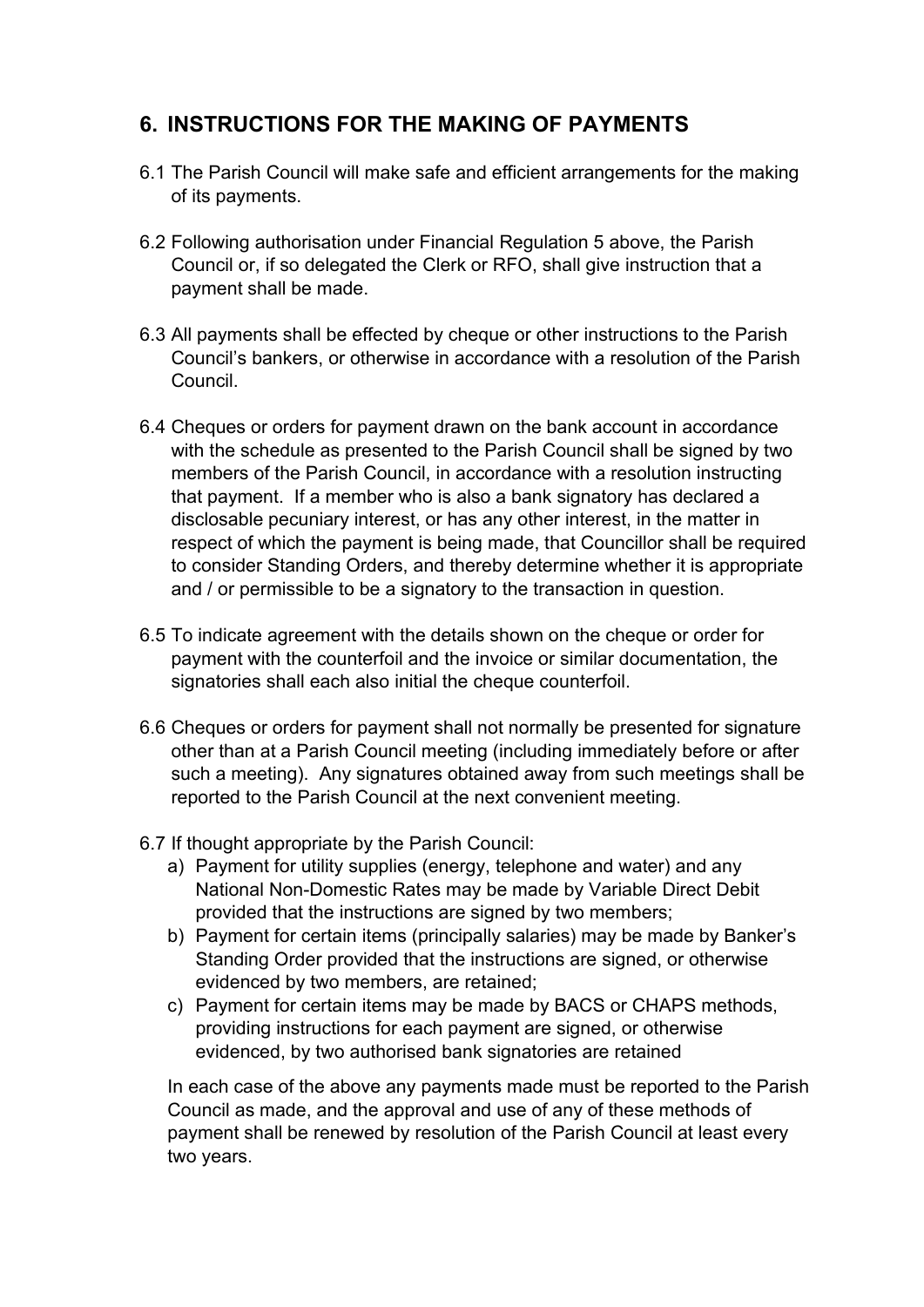## 6. INSTRUCTIONS FOR THE MAKING OF PAYMENTS

6.1 The Parish Council will make safe and efficient arrangements for the making of its payments.

6.2 Following authorisation under Financial Regulation 5 above, the Parish Council or, if so delegated the Clerk or RFO, shall give instruction that a payment shall be made.

6.3 All payments shall be effected by cheque or other instructions to the Parish Council's bankers, or otherwise in accordance with a resolution of the Parish Council.

6.4 Cheques or orders for payment drawn on the bank account in accordance with the schedule as presented to the Parish Council shall be signed by two members of the Parish Council, in accordance with a resolution instructing that payment. If a member who is also a bank signatory has declared a disclosable pecuniary interest, or has any other interest, in the matter in respect of which the payment is being made, that Councillor shall be required to consider Standing Orders, and thereby determine whether it is appropriate and / or permissible to be a signatory to the transaction in question.

6.5 To indicate agreement with the details shown on the cheque or order for payment with the counterfoil and the invoice or similar documentation, the signatories shall each also initial the cheque counterfoil.

6.6 Cheques or orders for payment shall not normally be presented for signature other than at a Parish Council meeting (including immediately before or after such a meeting). Any signatures obtained away from such meetings shall be reported to the Parish Council at the next convenient meeting.

6.7 If thought appropriate by the Parish Council:

a) Payment for utility supplies (energy, telephone and water) and any National Non-Domestic Rates may be made by Variable Direct Debit provided that the instructions are signed by two members;
b) Payment for certain items (principally salaries) may be made by Banker's Standing Order provided that the instructions are signed, or otherwise evidenced by two members, are retained;
c) Payment for certain items may be made by BACS or CHAPS methods, providing instructions for each payment are signed, or otherwise evidenced, by two authorised bank signatories are retained

In each case of the above any payments made must be reported to the Parish Council as made, and the approval and use of any of these methods of payment shall be renewed by resolution of the Parish Council at least every two years.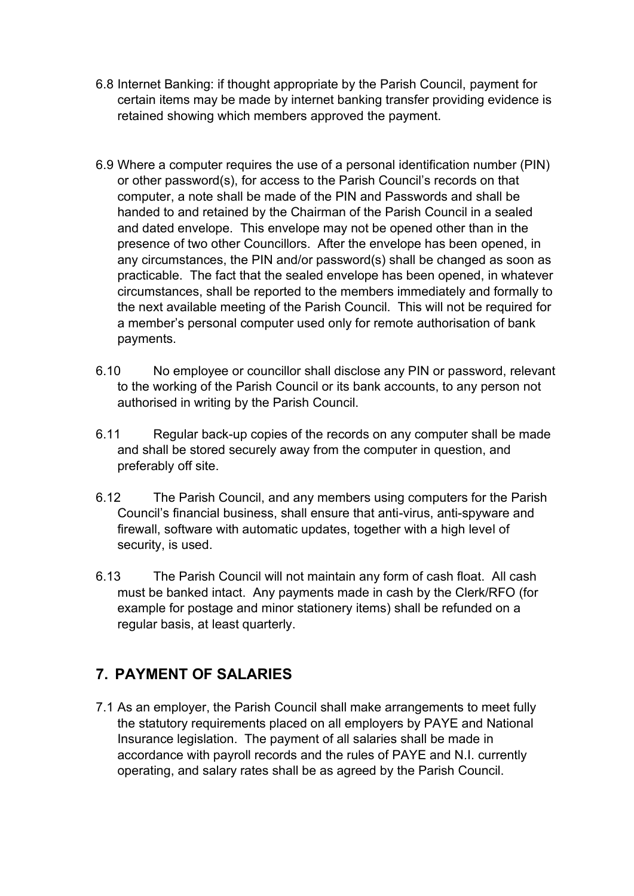6.8 Internet Banking: if thought appropriate by the Parish Council, payment for certain items may be made by internet banking transfer providing evidence is retained showing which members approved the payment.

6.9 Where a computer requires the use of a personal identification number (PIN) or other password(s), for access to the Parish Council's records on that computer, a note shall be made of the PIN and Passwords and shall be handed to and retained by the Chairman of the Parish Council in a sealed and dated envelope. This envelope may not be opened other than in the presence of two other Councillors. After the envelope has been opened, in any circumstances, the PIN and/or password(s) shall be changed as soon as practicable. The fact that the sealed envelope has been opened, in whatever circumstances, shall be reported to the members immediately and formally to the next available meeting of the Parish Council. This will not be required for a member's personal computer used only for remote authorisation of bank payments.

6.10 No employee or councillor shall disclose any PIN or password, relevant to the working of the Parish Council or its bank accounts, to any person not authorised in writing by the Parish Council.

6.11 Regular back-up copies of the records on any computer shall be made and shall be stored securely away from the computer in question, and preferably off site.

6.12 The Parish Council, and any members using computers for the Parish Council's financial business, shall ensure that anti-virus, anti-spyware and firewall, software with automatic updates, together with a high level of security, is used.

6.13 The Parish Council will not maintain any form of cash float. All cash must be banked intact. Any payments made in cash by the Clerk/RFO (for example for postage and minor stationery items) shall be refunded on a regular basis, at least quarterly.

## 7. PAYMENT OF SALARIES

7.1 As an employer, the Parish Council shall make arrangements to meet fully the statutory requirements placed on all employers by PAYE and National Insurance legislation. The payment of all salaries shall be made in accordance with payroll records and the rules of PAYE and N.I. currently operating, and salary rates shall be as agreed by the Parish Council.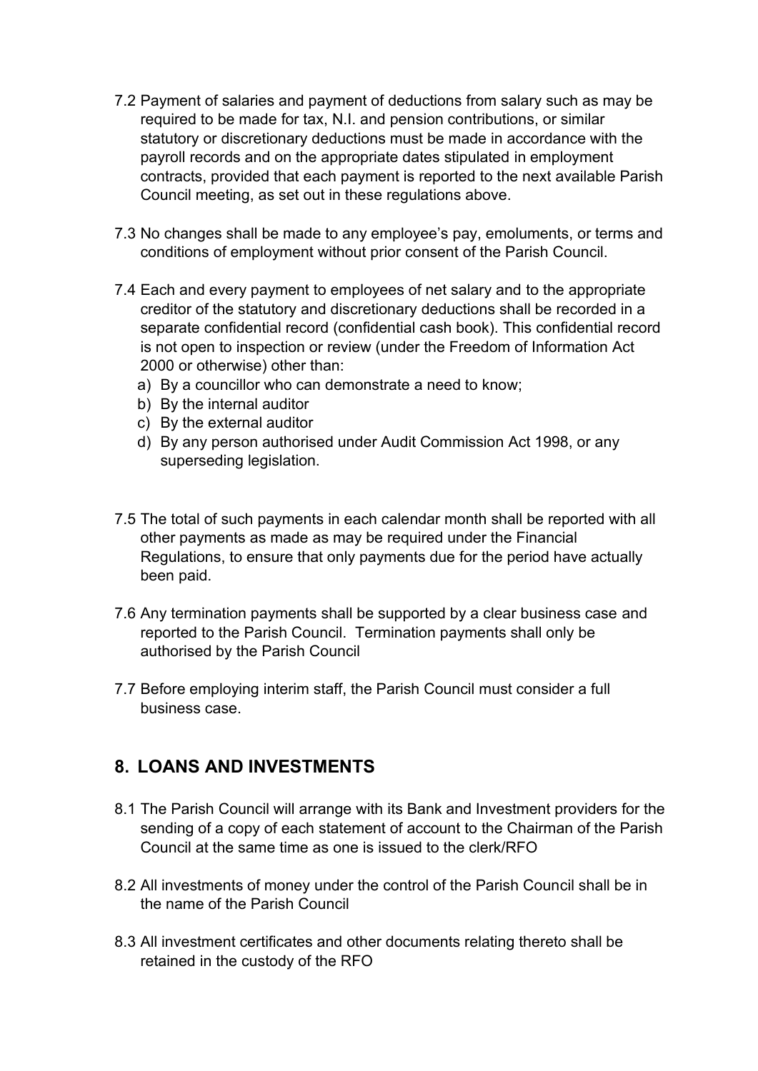7.2 Payment of salaries and payment of deductions from salary such as may be required to be made for tax, N.I. and pension contributions, or similar statutory or discretionary deductions must be made in accordance with the payroll records and on the appropriate dates stipulated in employment contracts, provided that each payment is reported to the next available Parish Council meeting, as set out in these regulations above.

7.3 No changes shall be made to any employee's pay, emoluments, or terms and conditions of employment without prior consent of the Parish Council.

7.4 Each and every payment to employees of net salary and to the appropriate creditor of the statutory and discretionary deductions shall be recorded in a separate confidential record (confidential cash book). This confidential record is not open to inspection or review (under the Freedom of Information Act 2000 or otherwise) other than:

a) By a councillor who can demonstrate a need to know;
b) By the internal auditor
c) By the external auditor
d) By any person authorised under Audit Commission Act 1998, or any superseding legislation.

7.5 The total of such payments in each calendar month shall be reported with all other payments as made as may be required under the Financial Regulations, to ensure that only payments due for the period have actually been paid.

7.6 Any termination payments shall be supported by a clear business case and reported to the Parish Council. Termination payments shall only be authorised by the Parish Council

7.7 Before employing interim staff, the Parish Council must consider a full business case.

## 8. LOANS AND INVESTMENTS

8.1 The Parish Council will arrange with its Bank and Investment providers for the sending of a copy of each statement of account to the Chairman of the Parish Council at the same time as one is issued to the clerk/RFO

8.2 All investments of money under the control of the Parish Council shall be in the name of the Parish Council

8.3 All investment certificates and other documents relating thereto shall be retained in the custody of the RFO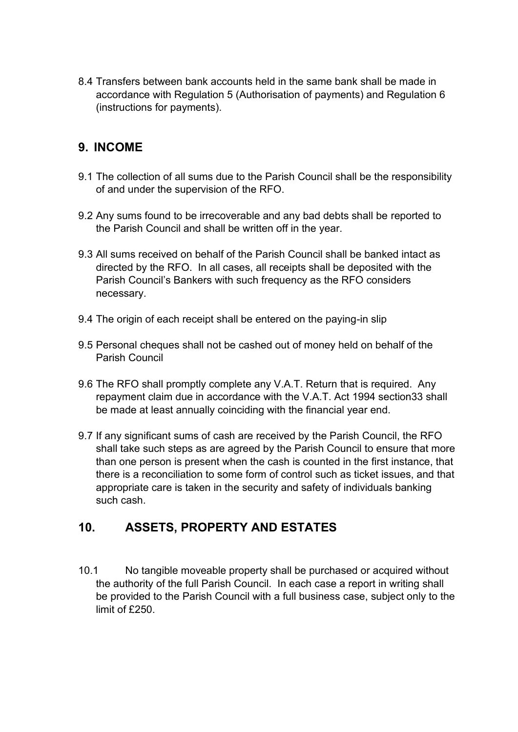8.4 Transfers between bank accounts held in the same bank shall be made in accordance with Regulation 5 (Authorisation of payments) and Regulation 6 (instructions for payments).

## 9. INCOME

9.1 The collection of all sums due to the Parish Council shall be the responsibility of and under the supervision of the RFO.

9.2 Any sums found to be irrecoverable and any bad debts shall be reported to the Parish Council and shall be written off in the year.

9.3 All sums received on behalf of the Parish Council shall be banked intact as directed by the RFO. In all cases, all receipts shall be deposited with the Parish Council's Bankers with such frequency as the RFO considers necessary.

9.4 The origin of each receipt shall be entered on the paying-in slip

9.5 Personal cheques shall not be cashed out of money held on behalf of the Parish Council

9.6 The RFO shall promptly complete any V.A.T. Return that is required. Any repayment claim due in accordance with the V.A.T. Act 1994 section33 shall be made at least annually coinciding with the financial year end.

9.7 If any significant sums of cash are received by the Parish Council, the RFO shall take such steps as are agreed by the Parish Council to ensure that more than one person is present when the cash is counted in the first instance, that there is a reconciliation to some form of control such as ticket issues, and that appropriate care is taken in the security and safety of individuals banking such cash.

## 10. ASSETS, PROPERTY AND ESTATES

10.1 No tangible moveable property shall be purchased or acquired without the authority of the full Parish Council. In each case a report in writing shall be provided to the Parish Council with a full business case, subject only to the limit of £250.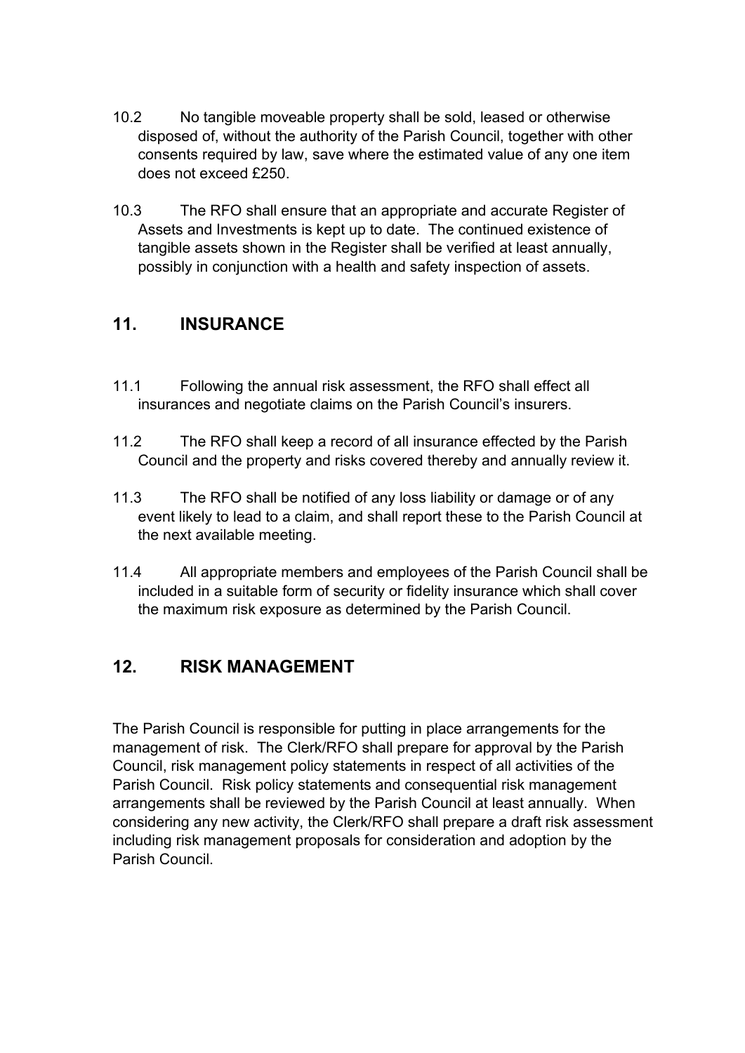10.2 No tangible moveable property shall be sold, leased or otherwise disposed of, without the authority of the Parish Council, together with other consents required by law, save where the estimated value of any one item does not exceed £250.

10.3 The RFO shall ensure that an appropriate and accurate Register of Assets and Investments is kept up to date. The continued existence of tangible assets shown in the Register shall be verified at least annually, possibly in conjunction with a health and safety inspection of assets.

## 11. INSURANCE

11.1 Following the annual risk assessment, the RFO shall effect all insurances and negotiate claims on the Parish Council's insurers.

11.2 The RFO shall keep a record of all insurance effected by the Parish Council and the property and risks covered thereby and annually review it.

11.3 The RFO shall be notified of any loss liability or damage or of any event likely to lead to a claim, and shall report these to the Parish Council at the next available meeting.

11.4 All appropriate members and employees of the Parish Council shall be included in a suitable form of security or fidelity insurance which shall cover the maximum risk exposure as determined by the Parish Council.

## 12. RISK MANAGEMENT

The Parish Council is responsible for putting in place arrangements for the management of risk. The Clerk/RFO shall prepare for approval by the Parish Council, risk management policy statements in respect of all activities of the Parish Council. Risk policy statements and consequential risk management arrangements shall be reviewed by the Parish Council at least annually. When considering any new activity, the Clerk/RFO shall prepare a draft risk assessment including risk management proposals for consideration and adoption by the Parish Council.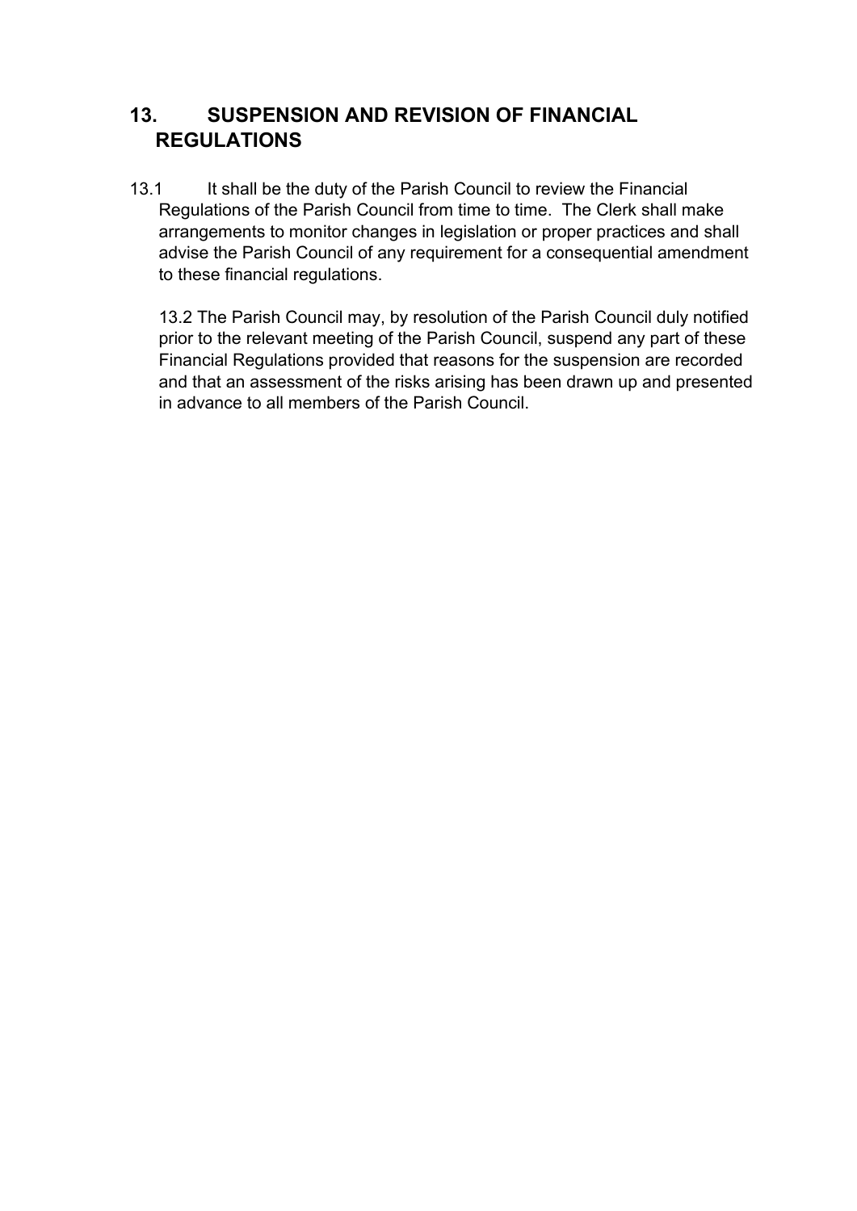## 13. SUSPENSION AND REVISION OF FINANCIAL REGULATIONS

13.1 It shall be the duty of the Parish Council to review the Financial Regulations of the Parish Council from time to time. The Clerk shall make arrangements to monitor changes in legislation or proper practices and shall advise the Parish Council of any requirement for a consequential amendment to these financial regulations.

13.2 The Parish Council may, by resolution of the Parish Council duly notified prior to the relevant meeting of the Parish Council, suspend any part of these Financial Regulations provided that reasons for the suspension are recorded and that an assessment of the risks arising has been drawn up and presented in advance to all members of the Parish Council.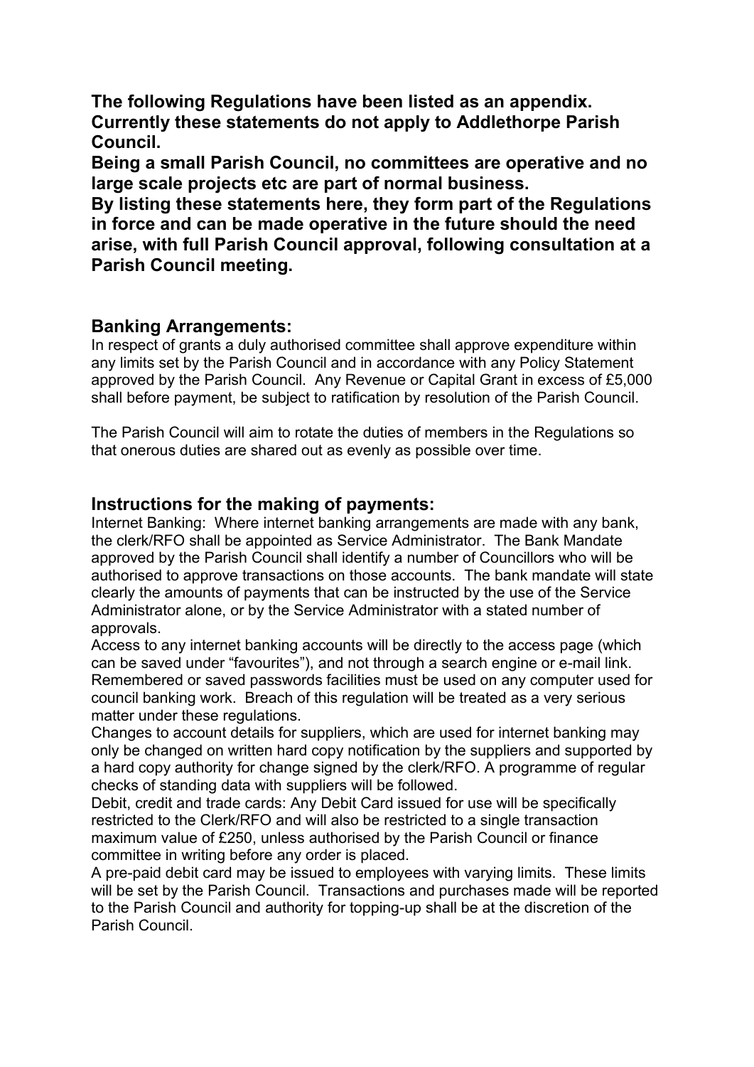**The following Regulations have been listed as an appendix. Currently these statements do not apply to Addlethorpe Parish Council.**
**Being a small Parish Council, no committees are operative and no large scale projects etc are part of normal business.**
**By listing these statements here, they form part of the Regulations in force and can be made operative in the future should the need arise, with full Parish Council approval, following consultation at a Parish Council meeting.**

## Banking Arrangements:

In respect of grants a duly authorised committee shall approve expenditure within any limits set by the Parish Council and in accordance with any Policy Statement approved by the Parish Council. Any Revenue or Capital Grant in excess of £5,000 shall before payment, be subject to ratification by resolution of the Parish Council.

The Parish Council will aim to rotate the duties of members in the Regulations so that onerous duties are shared out as evenly as possible over time.

## Instructions for the making of payments:

Internet Banking: Where internet banking arrangements are made with any bank, the clerk/RFO shall be appointed as Service Administrator. The Bank Mandate approved by the Parish Council shall identify a number of Councillors who will be authorised to approve transactions on those accounts. The bank mandate will state clearly the amounts of payments that can be instructed by the use of the Service Administrator alone, or by the Service Administrator with a stated number of approvals.

Access to any internet banking accounts will be directly to the access page (which can be saved under "favourites"), and not through a search engine or e-mail link. Remembered or saved passwords facilities must be used on any computer used for council banking work. Breach of this regulation will be treated as a very serious matter under these regulations.

Changes to account details for suppliers, which are used for internet banking may only be changed on written hard copy notification by the suppliers and supported by a hard copy authority for change signed by the clerk/RFO. A programme of regular checks of standing data with suppliers will be followed.

Debit, credit and trade cards: Any Debit Card issued for use will be specifically restricted to the Clerk/RFO and will also be restricted to a single transaction maximum value of £250, unless authorised by the Parish Council or finance committee in writing before any order is placed.

A pre-paid debit card may be issued to employees with varying limits. These limits will be set by the Parish Council. Transactions and purchases made will be reported to the Parish Council and authority for topping-up shall be at the discretion of the Parish Council.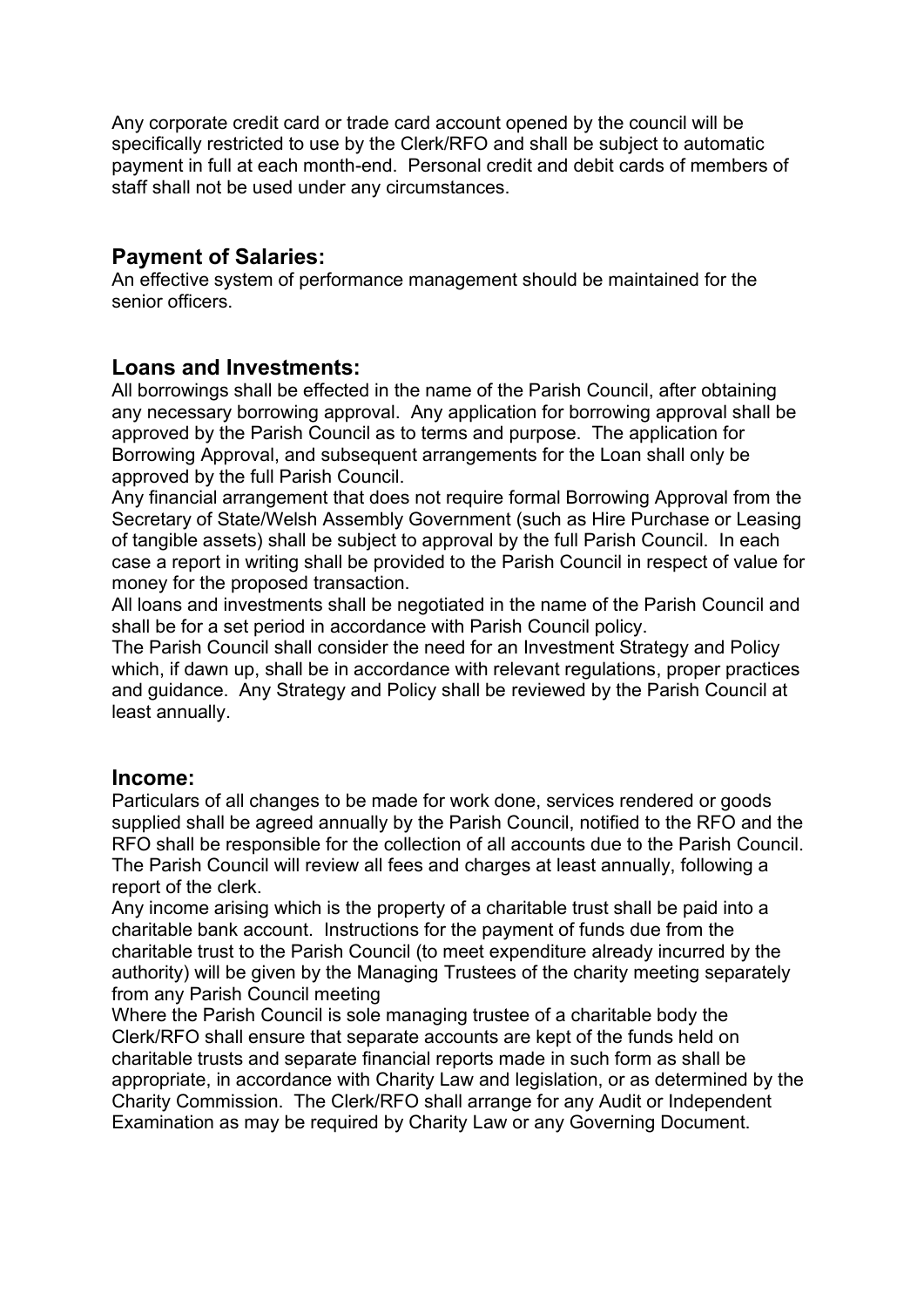Any corporate credit card or trade card account opened by the council will be specifically restricted to use by the Clerk/RFO and shall be subject to automatic payment in full at each month-end. Personal credit and debit cards of members of staff shall not be used under any circumstances.

## Payment of Salaries:

An effective system of performance management should be maintained for the senior officers.

## Loans and Investments:

All borrowings shall be effected in the name of the Parish Council, after obtaining any necessary borrowing approval. Any application for borrowing approval shall be approved by the Parish Council as to terms and purpose. The application for Borrowing Approval, and subsequent arrangements for the Loan shall only be approved by the full Parish Council.

Any financial arrangement that does not require formal Borrowing Approval from the Secretary of State/Welsh Assembly Government (such as Hire Purchase or Leasing of tangible assets) shall be subject to approval by the full Parish Council. In each case a report in writing shall be provided to the Parish Council in respect of value for money for the proposed transaction.

All loans and investments shall be negotiated in the name of the Parish Council and shall be for a set period in accordance with Parish Council policy.

The Parish Council shall consider the need for an Investment Strategy and Policy which, if dawn up, shall be in accordance with relevant regulations, proper practices and guidance. Any Strategy and Policy shall be reviewed by the Parish Council at least annually.

## Income:

Particulars of all changes to be made for work done, services rendered or goods supplied shall be agreed annually by the Parish Council, notified to the RFO and the RFO shall be responsible for the collection of all accounts due to the Parish Council. The Parish Council will review all fees and charges at least annually, following a report of the clerk.

Any income arising which is the property of a charitable trust shall be paid into a charitable bank account. Instructions for the payment of funds due from the charitable trust to the Parish Council (to meet expenditure already incurred by the authority) will be given by the Managing Trustees of the charity meeting separately from any Parish Council meeting

Where the Parish Council is sole managing trustee of a charitable body the Clerk/RFO shall ensure that separate accounts are kept of the funds held on charitable trusts and separate financial reports made in such form as shall be appropriate, in accordance with Charity Law and legislation, or as determined by the Charity Commission. The Clerk/RFO shall arrange for any Audit or Independent Examination as may be required by Charity Law or any Governing Document.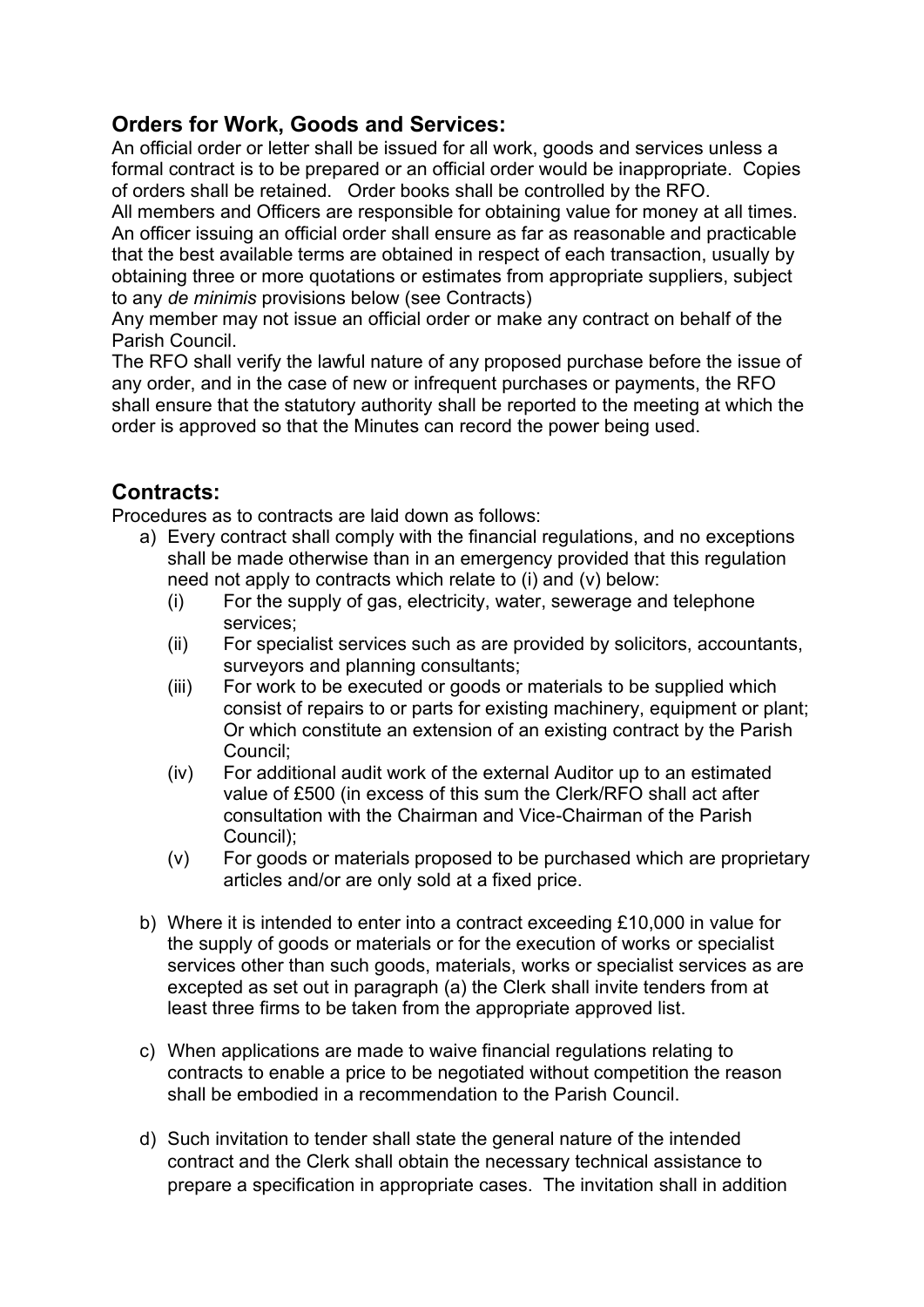## Orders for Work, Goods and Services:

An official order or letter shall be issued for all work, goods and services unless a formal contract is to be prepared or an official order would be inappropriate. Copies of orders shall be retained. Order books shall be controlled by the RFO.

All members and Officers are responsible for obtaining value for money at all times. An officer issuing an official order shall ensure as far as reasonable and practicable that the best available terms are obtained in respect of each transaction, usually by obtaining three or more quotations or estimates from appropriate suppliers, subject to any *de minimis* provisions below (see Contracts)

Any member may not issue an official order or make any contract on behalf of the Parish Council.

The RFO shall verify the lawful nature of any proposed purchase before the issue of any order, and in the case of new or infrequent purchases or payments, the RFO shall ensure that the statutory authority shall be reported to the meeting at which the order is approved so that the Minutes can record the power being used.

## Contracts:

Procedures as to contracts are laid down as follows:

a) Every contract shall comply with the financial regulations, and no exceptions shall be made otherwise than in an emergency provided that this regulation need not apply to contracts which relate to (i) and (v) below:
   - (i) For the supply of gas, electricity, water, sewerage and telephone services;
   - (ii) For specialist services such as are provided by solicitors, accountants, surveyors and planning consultants;
   - (iii) For work to be executed or goods or materials to be supplied which consist of repairs to or parts for existing machinery, equipment or plant; Or which constitute an extension of an existing contract by the Parish Council;
   - (iv) For additional audit work of the external Auditor up to an estimated value of £500 (in excess of this sum the Clerk/RFO shall act after consultation with the Chairman and Vice-Chairman of the Parish Council);
   - (v) For goods or materials proposed to be purchased which are proprietary articles and/or are only sold at a fixed price.

b) Where it is intended to enter into a contract exceeding £10,000 in value for the supply of goods or materials or for the execution of works or specialist services other than such goods, materials, works or specialist services as are excepted as set out in paragraph (a) the Clerk shall invite tenders from at least three firms to be taken from the appropriate approved list.

c) When applications are made to waive financial regulations relating to contracts to enable a price to be negotiated without competition the reason shall be embodied in a recommendation to the Parish Council.

d) Such invitation to tender shall state the general nature of the intended contract and the Clerk shall obtain the necessary technical assistance to prepare a specification in appropriate cases. The invitation shall in addition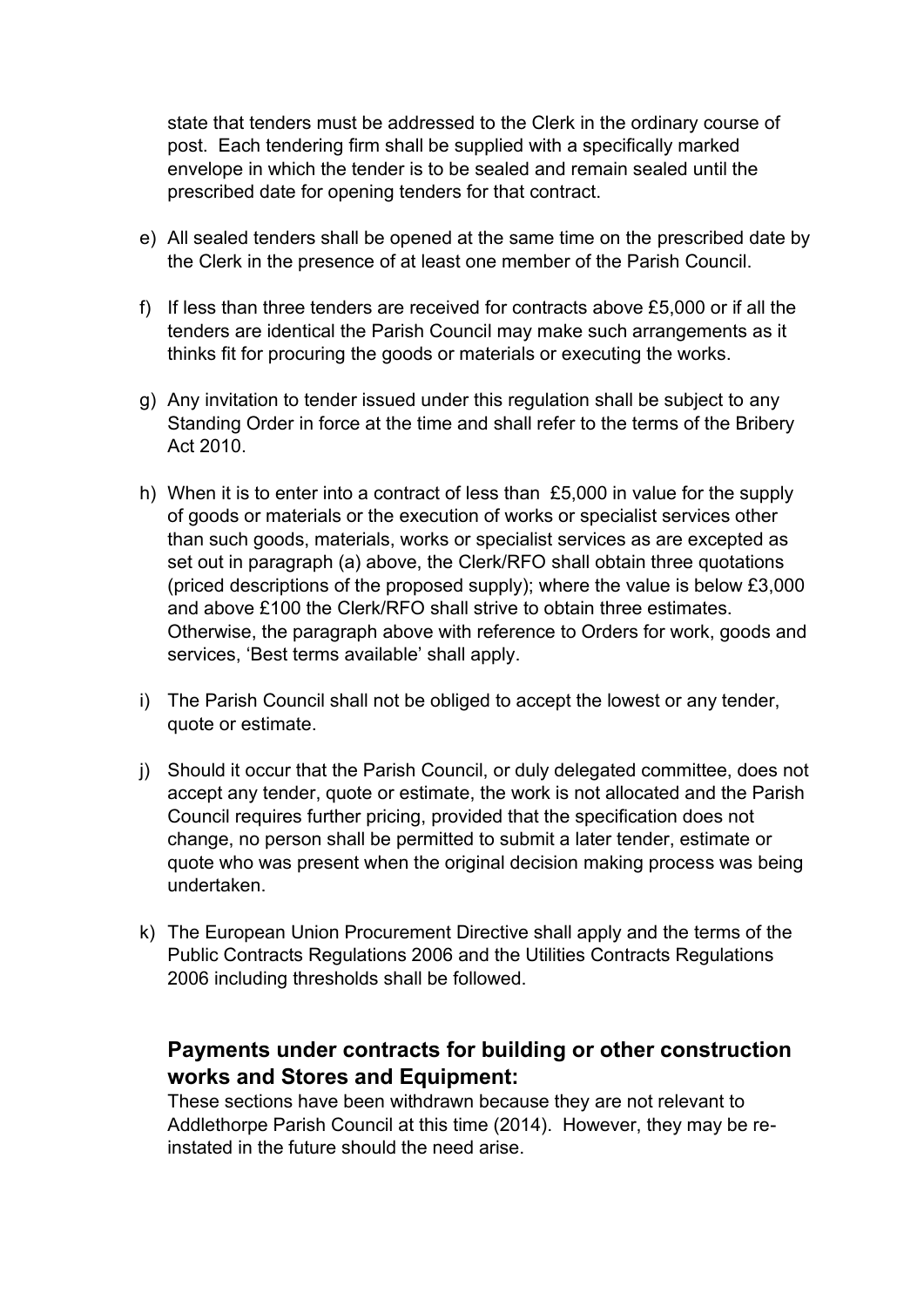state that tenders must be addressed to the Clerk in the ordinary course of post. Each tendering firm shall be supplied with a specifically marked envelope in which the tender is to be sealed and remain sealed until the prescribed date for opening tenders for that contract.

e) All sealed tenders shall be opened at the same time on the prescribed date by the Clerk in the presence of at least one member of the Parish Council.

f) If less than three tenders are received for contracts above £5,000 or if all the tenders are identical the Parish Council may make such arrangements as it thinks fit for procuring the goods or materials or executing the works.

g) Any invitation to tender issued under this regulation shall be subject to any Standing Order in force at the time and shall refer to the terms of the Bribery Act 2010.

h) When it is to enter into a contract of less than £5,000 in value for the supply of goods or materials or the execution of works or specialist services other than such goods, materials, works or specialist services as are excepted as set out in paragraph (a) above, the Clerk/RFO shall obtain three quotations (priced descriptions of the proposed supply); where the value is below £3,000 and above £100 the Clerk/RFO shall strive to obtain three estimates. Otherwise, the paragraph above with reference to Orders for work, goods and services, 'Best terms available' shall apply.

i) The Parish Council shall not be obliged to accept the lowest or any tender, quote or estimate.

j) Should it occur that the Parish Council, or duly delegated committee, does not accept any tender, quote or estimate, the work is not allocated and the Parish Council requires further pricing, provided that the specification does not change, no person shall be permitted to submit a later tender, estimate or quote who was present when the original decision making process was being undertaken.

k) The European Union Procurement Directive shall apply and the terms of the Public Contracts Regulations 2006 and the Utilities Contracts Regulations 2006 including thresholds shall be followed.

## Payments under contracts for building or other construction works and Stores and Equipment:

These sections have been withdrawn because they are not relevant to Addlethorpe Parish Council at this time (2014). However, they may be re-instated in the future should the need arise.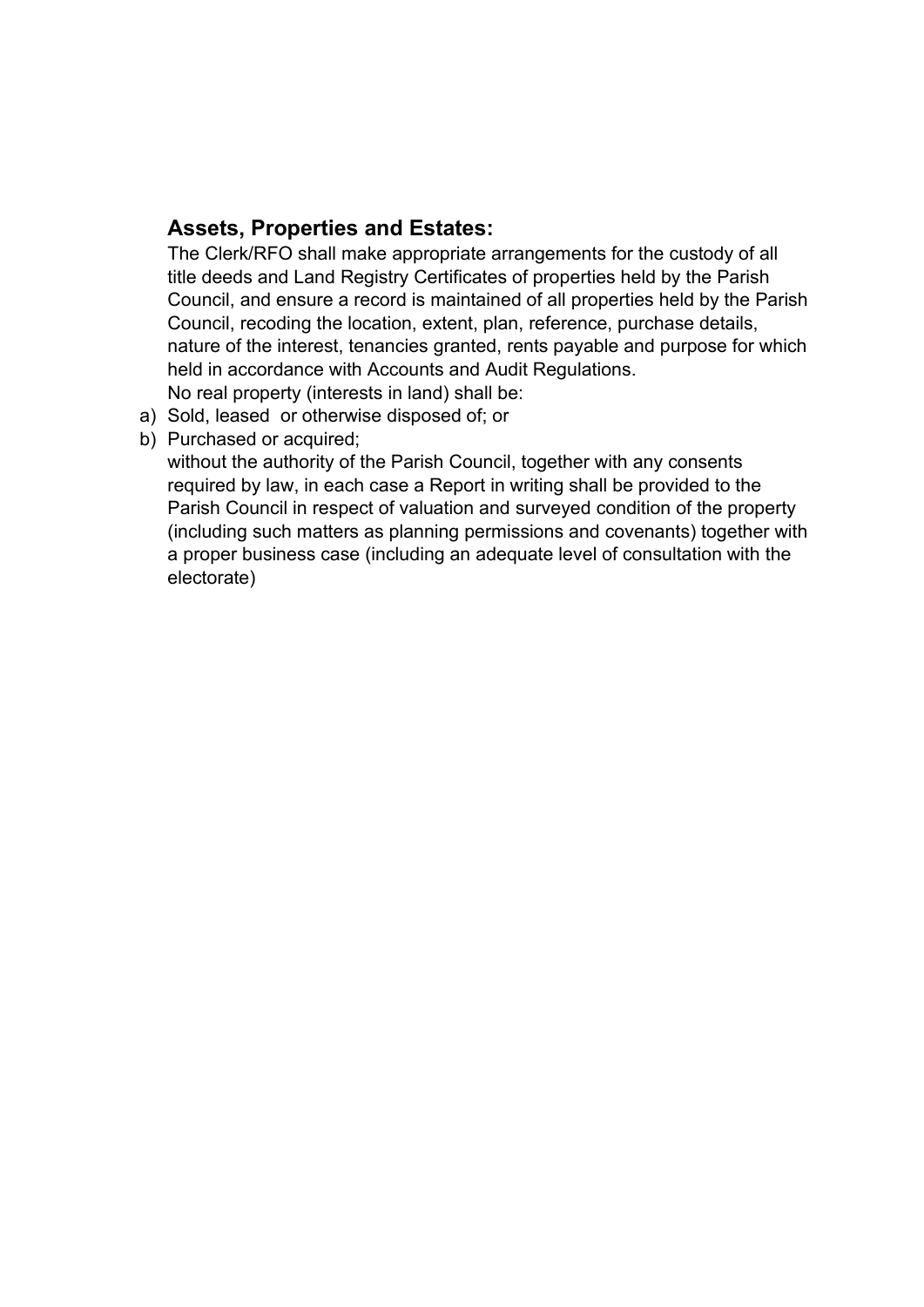### Assets, Properties and Estates:

The Clerk/RFO shall make appropriate arrangements for the custody of all title deeds and Land Registry Certificates of properties held by the Parish Council, and ensure a record is maintained of all properties held by the Parish Council, recoding the location, extent, plan, reference, purchase details, nature of the interest, tenancies granted, rents payable and purpose for which held in accordance with Accounts and Audit Regulations.

No real property (interests in land) shall be:

a) Sold, leased  or otherwise disposed of; or
b) Purchased or acquired;

without the authority of the Parish Council, together with any consents required by law, in each case a Report in writing shall be provided to the Parish Council in respect of valuation and surveyed condition of the property (including such matters as planning permissions and covenants) together with a proper business case (including an adequate level of consultation with the electorate)